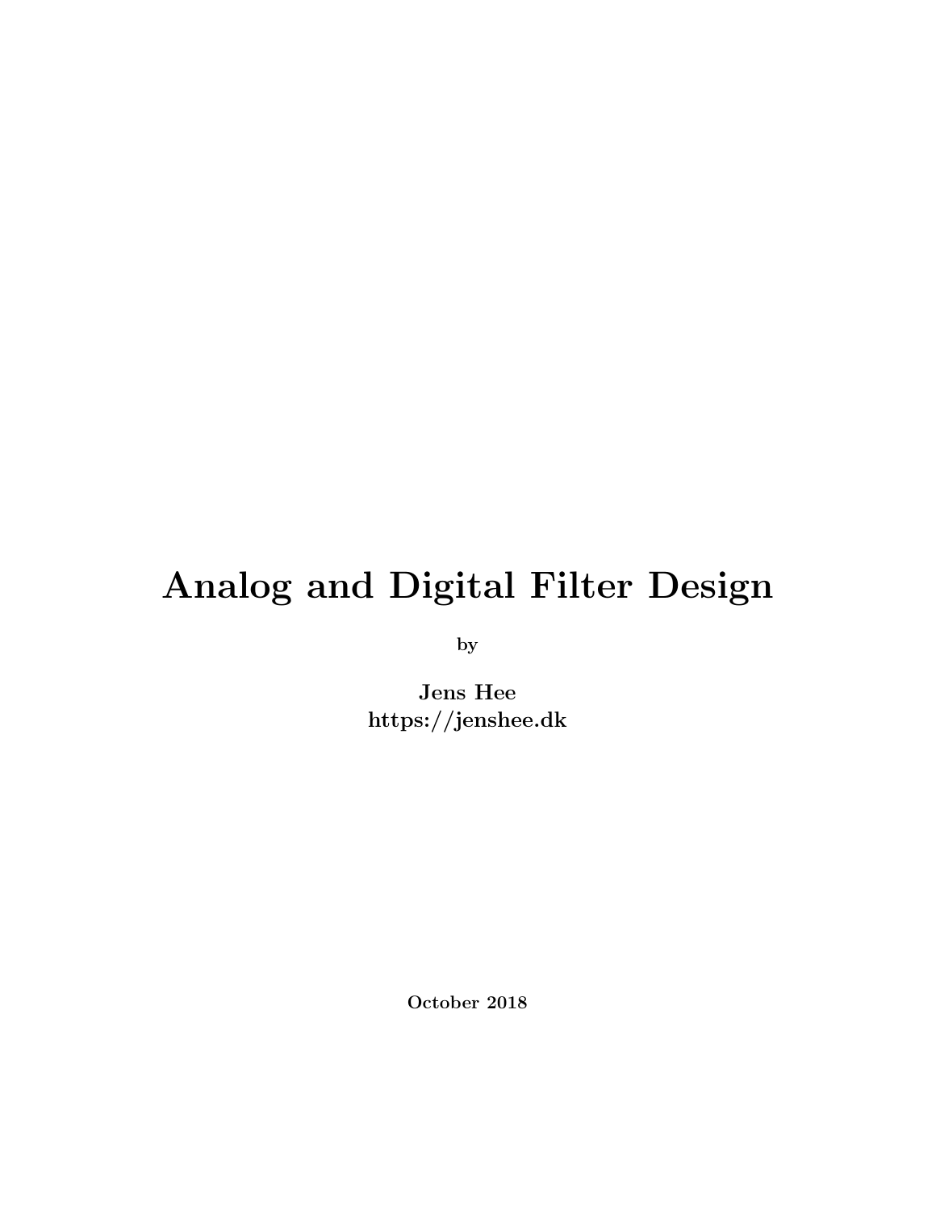# Analog and Digital Filter Design

by

**Jens Hee**
**https://jenshee.dk**

**October 2018**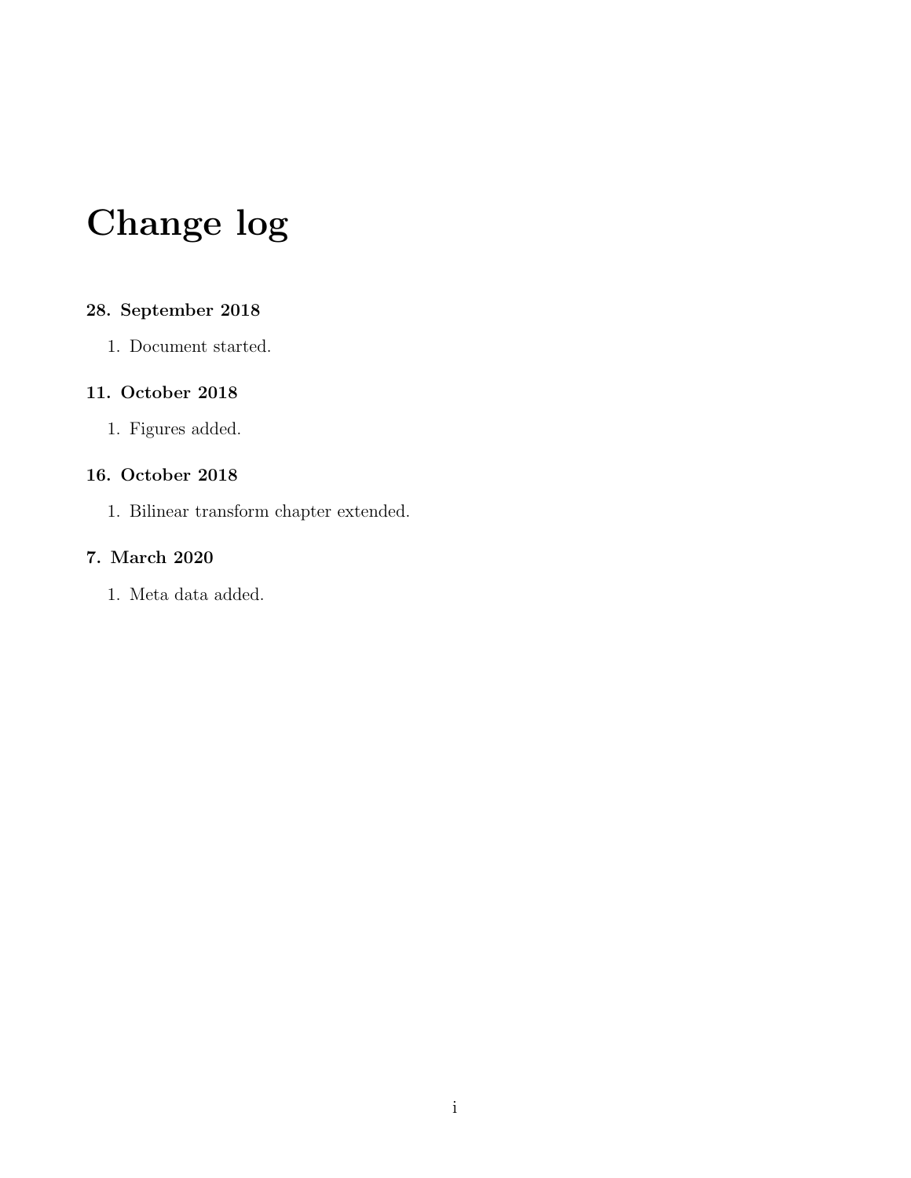# Change log

### 28. September 2018

1. Document started.

### 11. October 2018

1. Figures added.

### 16. October 2018

1. Bilinear transform chapter extended.

### 7. March 2020

1. Meta data added.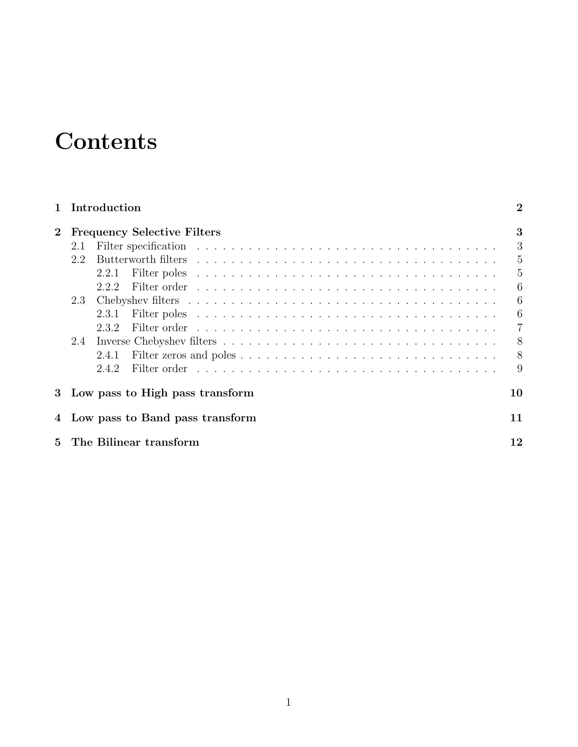# Contents

**1 Introduction** **2**

**2 Frequency Selective Filters** **3**

- 2.1 Filter specification . . . . . . . . . . 3
- 2.2 Butterworth filters . . . . . . . . . . 5
  - 2.2.1 Filter poles . . . . . . . . . . 5
  - 2.2.2 Filter order . . . . . . . . . . 6
- 2.3 Chebyshev filters . . . . . . . . . . 6
  - 2.3.1 Filter poles . . . . . . . . . . 6
  - 2.3.2 Filter order . . . . . . . . . . 7
- 2.4 Inverse Chebyshev filters . . . . . . . . . . 8
  - 2.4.1 Filter zeros and poles . . . . . . . . . . 8
  - 2.4.2 Filter order . . . . . . . . . . 9

**3 Low pass to High pass transform** **10**

**4 Low pass to Band pass transform** **11**

**5 The Bilinear transform** **12**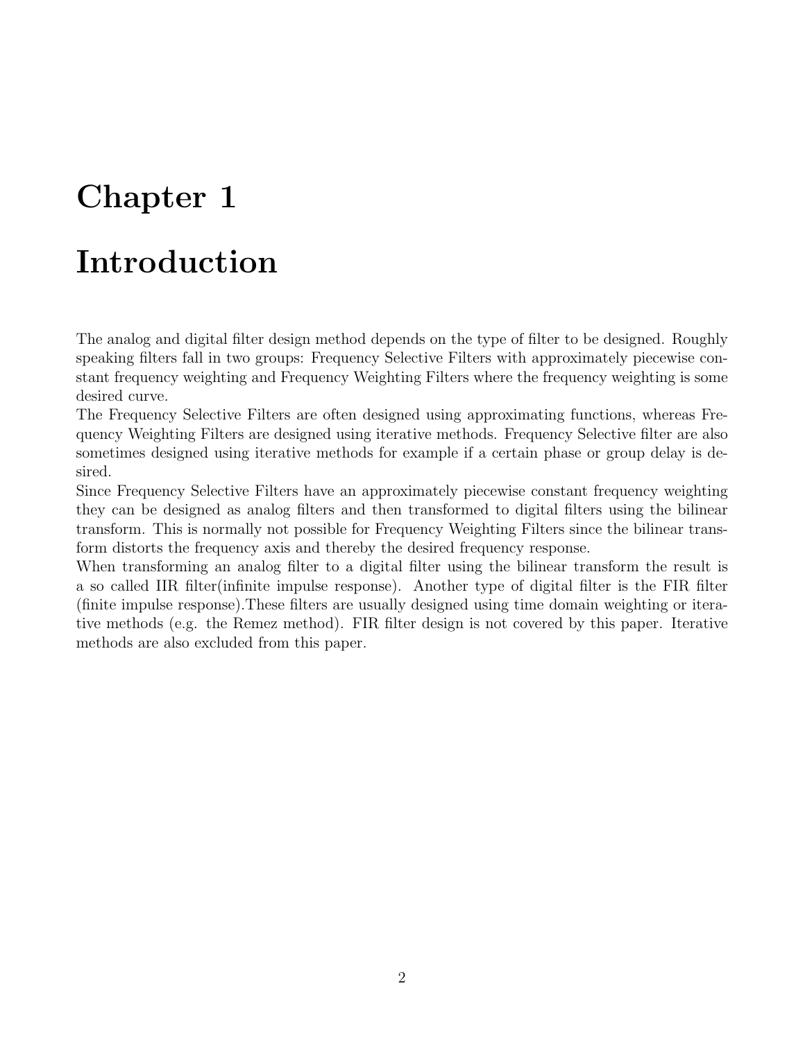# Chapter 1

# Introduction

The analog and digital filter design method depends on the type of filter to be designed. Roughly speaking filters fall in two groups: Frequency Selective Filters with approximately piecewise constant frequency weighting and Frequency Weighting Filters where the frequency weighting is some desired curve.

The Frequency Selective Filters are often designed using approximating functions, whereas Frequency Weighting Filters are designed using iterative methods. Frequency Selective filter are also sometimes designed using iterative methods for example if a certain phase or group delay is desired.

Since Frequency Selective Filters have an approximately piecewise constant frequency weighting they can be designed as analog filters and then transformed to digital filters using the bilinear transform. This is normally not possible for Frequency Weighting Filters since the bilinear transform distorts the frequency axis and thereby the desired frequency response.

When transforming an analog filter to a digital filter using the bilinear transform the result is a so called IIR filter(infinite impulse response). Another type of digital filter is the FIR filter (finite impulse response).These filters are usually designed using time domain weighting or iterative methods (e.g. the Remez method). FIR filter design is not covered by this paper. Iterative methods are also excluded from this paper.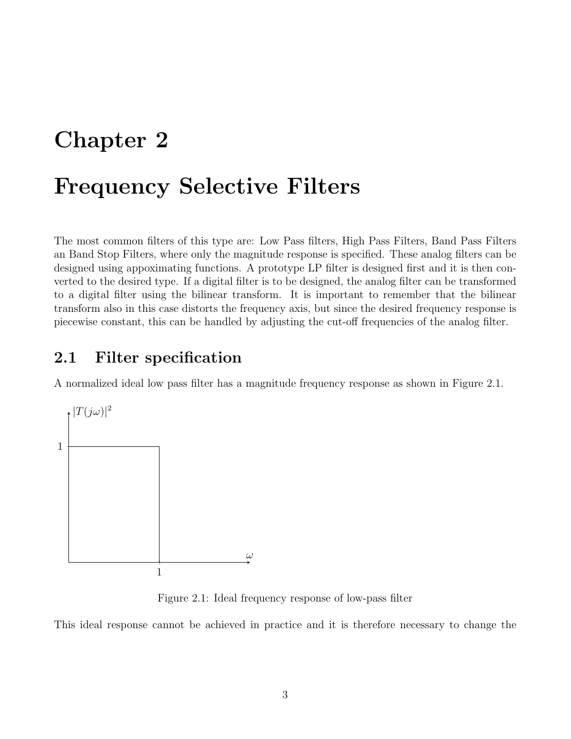# Chapter 2

# Frequency Selective Filters

The most common filters of this type are: Low Pass filters, High Pass Filters, Band Pass Filters an Band Stop Filters, where only the magnitude response is specified. These analog filters can be designed using appoximating functions. A prototype LP filter is designed first and it is then converted to the desired type. If a digital filter is to be designed, the analog filter can be transformed to a digital filter using the bilinear transform. It is important to remember that the bilinear transform also in this case distorts the frequency axis, but since the desired frequency response is piecewise constant, this can be handled by adjusting the cut-off frequencies of the analog filter.

## 2.1 Filter specification

A normalized ideal low pass filter has a magnitude frequency response as shown in Figure 2.1.

Figure 2.1: Ideal frequency response of low-pass filter

This ideal response cannot be achieved in practice and it is therefore necessary to change the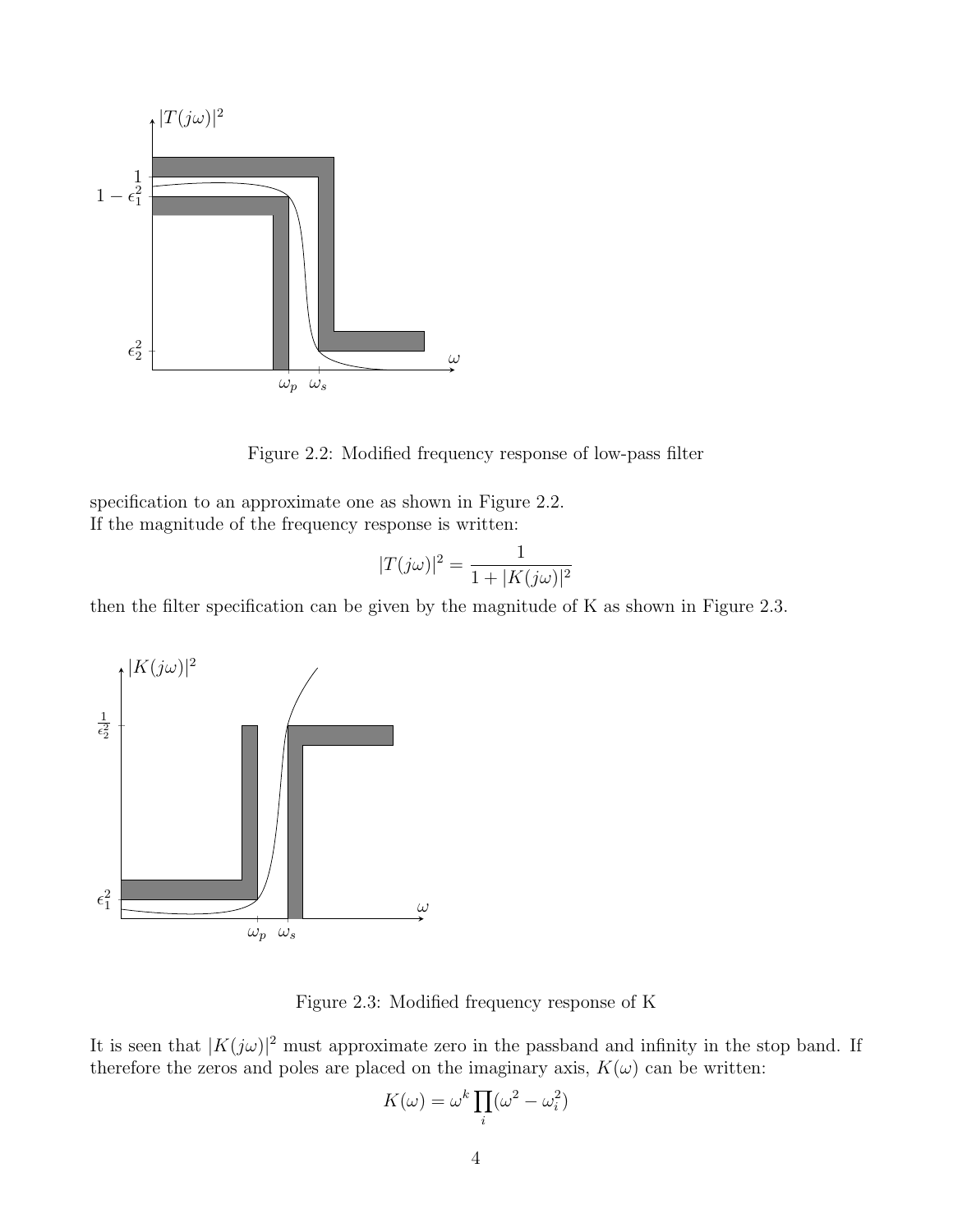Figure 2.2: Modified frequency response of low-pass filter

specification to an approximate one as shown in Figure 2.2.
If the magnitude of the frequency response is written:

$$|T(j\omega)|^2 = \frac{1}{1 + |K(j\omega)|^2}$$

then the filter specification can be given by the magnitude of K as shown in Figure 2.3.

Figure 2.3: Modified frequency response of K

It is seen that $|K(j\omega)|^2$ must approximate zero in the passband and infinity in the stop band. If therefore the zeros and poles are placed on the imaginary axis, $K(\omega)$ can be written:

$$K(\omega) = \omega^k \prod_i (\omega^2 - \omega_i^2)$$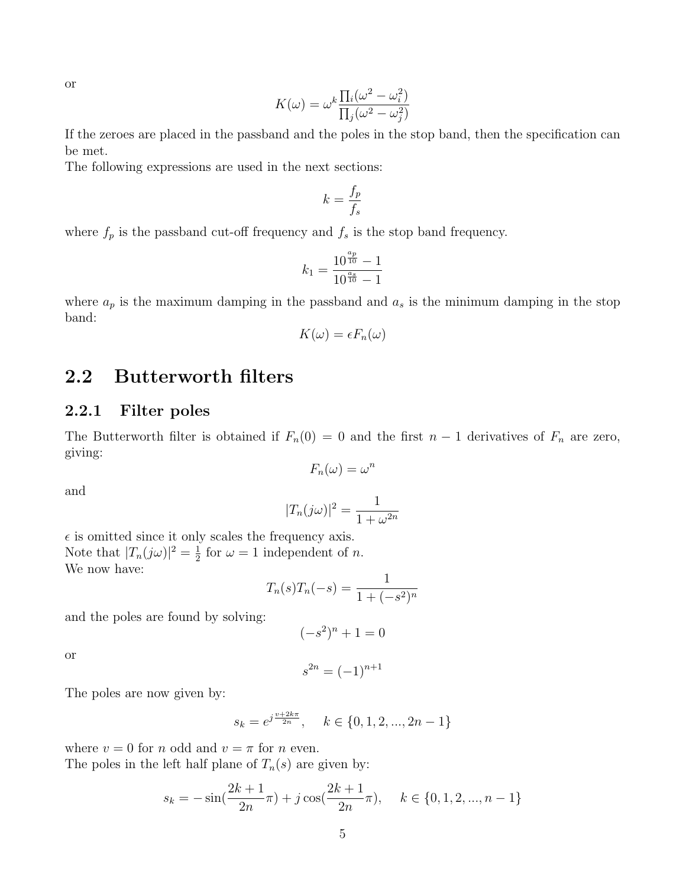or

$$K(\omega) = \omega^k \frac{\prod_i (\omega^2 - \omega_i^2)}{\prod_j (\omega^2 - \omega_j^2)}$$

If the zeroes are placed in the passband and the poles in the stop band, then the specification can be met.
The following expressions are used in the next sections:

$$k = \frac{f_p}{f_s}$$

where $f_p$ is the passband cut-off frequency and $f_s$ is the stop band frequency.

$$k_1 = \frac{10^{\frac{a_p}{10}} - 1}{10^{\frac{a_s}{10}} - 1}$$

where $a_p$ is the maximum damping in the passband and $a_s$ is the minimum damping in the stop band:

$$K(\omega) = \epsilon F_n(\omega)$$

## 2.2 Butterworth filters

### 2.2.1 Filter poles

The Butterworth filter is obtained if $F_n(0) = 0$ and the first $n-1$ derivatives of $F_n$ are zero, giving:

$$F_n(\omega) = \omega^n$$

and

$$|T_n(j\omega)|^2 = \frac{1}{1 + \omega^{2n}}$$

$\epsilon$ is omitted since it only scales the frequency axis.
Note that $|T_n(j\omega)|^2 = \frac{1}{2}$ for $\omega = 1$ independent of $n$.
We now have:

$$T_n(s)T_n(-s) = \frac{1}{1 + (-s^2)^n}$$

and the poles are found by solving:

$$(-s^2)^n + 1 = 0$$

or

$$s^{2n} = (-1)^{n+1}$$

The poles are now given by:

$$s_k = e^{j\frac{v + 2k\pi}{2n}}, \quad k \in \{0, 1, 2, ..., 2n-1\}$$

where $v = 0$ for $n$ odd and $v = \pi$ for $n$ even.
The poles in the left half plane of $T_n(s)$ are given by:

$$s_k = -\sin\left(\frac{2k+1}{2n}\pi\right) + j\cos\left(\frac{2k+1}{2n}\pi\right), \quad k \in \{0, 1, 2, ..., n-1\}$$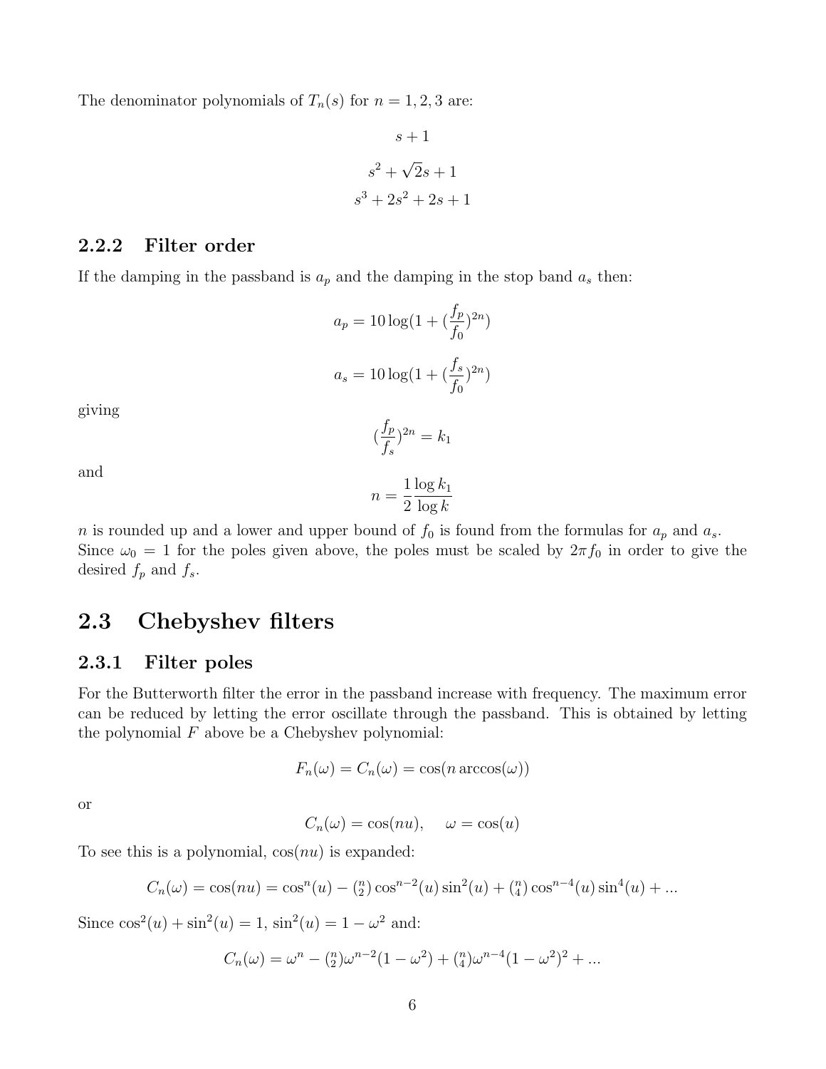The denominator polynomials of $T_n(s)$ for $n = 1, 2, 3$ are:

$$s + 1$$

$$s^2 + \sqrt{2}s + 1$$

$$s^3 + 2s^2 + 2s + 1$$

### 2.2.2 Filter order

If the damping in the passband is $a_p$ and the damping in the stop band $a_s$ then:

$$a_p = 10 \log(1 + (\frac{f_p}{f_0})^{2n})$$

$$a_s = 10 \log(1 + (\frac{f_s}{f_0})^{2n})$$

giving

$$(\frac{f_p}{f_s})^{2n} = k_1$$

and

$$n = \frac{1}{2} \frac{\log k_1}{\log k}$$

$n$ is rounded up and a lower and upper bound of $f_0$ is found from the formulas for $a_p$ and $a_s$. Since $\omega_0 = 1$ for the poles given above, the poles must be scaled by $2\pi f_0$ in order to give the desired $f_p$ and $f_s$.

## 2.3 Chebyshev filters

### 2.3.1 Filter poles

For the Butterworth filter the error in the passband increase with frequency. The maximum error can be reduced by letting the error oscillate through the passband. This is obtained by letting the polynomial $F$ above be a Chebyshev polynomial:

$$F_n(\omega) = C_n(\omega) = \cos(n \arccos(\omega))$$

or

$$C_n(\omega) = \cos(nu), \quad \omega = \cos(u)$$

To see this is a polynomial, $\cos(nu)$ is expanded:

$$C_n(\omega) = \cos(nu) = \cos^n(u) - \tbinom{n}{2} \cos^{n-2}(u) \sin^2(u) + \tbinom{n}{4} \cos^{n-4}(u) \sin^4(u) + ...$$

Since $\cos^2(u) + \sin^2(u) = 1$, $\sin^2(u) = 1 - \omega^2$ and:

$$C_n(\omega) = \omega^n - \tbinom{n}{2}\omega^{n-2}(1 - \omega^2) + \tbinom{n}{4}\omega^{n-4}(1 - \omega^2)^2 + ...$$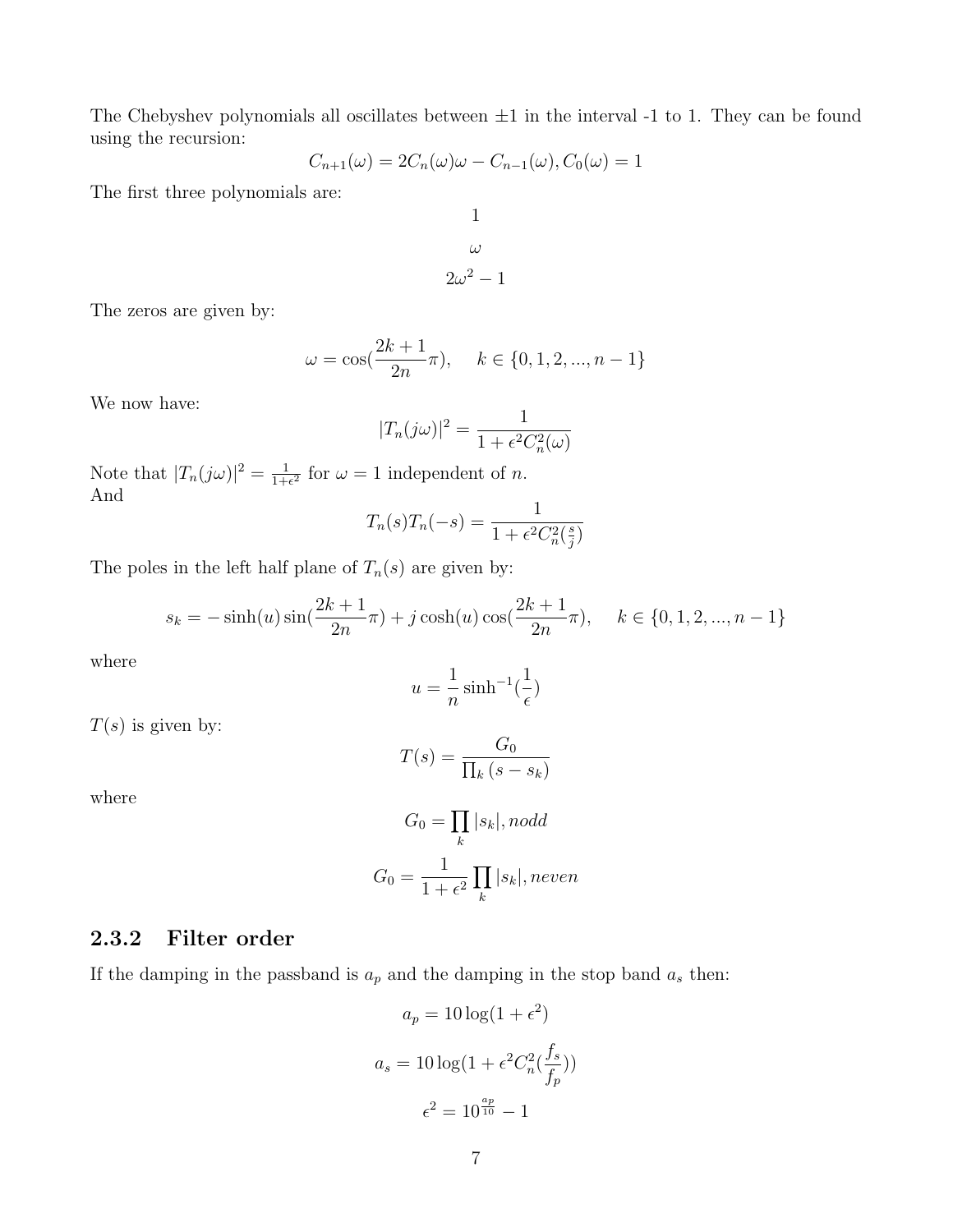The Chebyshev polynomials all oscillates between ±1 in the interval -1 to 1. They can be found using the recursion:

$$C_{n+1}(\omega) = 2C_n(\omega)\omega - C_{n-1}(\omega), C_0(\omega) = 1$$

The first three polynomials are:

$$1$$

$$\omega$$

$$2\omega^2 - 1$$

The zeros are given by:

$$\omega = \cos(\frac{2k+1}{2n}\pi), \quad k \in \{0, 1, 2, ..., n-1\}$$

We now have:

$$|T_n(j\omega)|^2 = \frac{1}{1 + \epsilon^2 C_n^2(\omega)}$$

Note that $|T_n(j\omega)|^2 = \frac{1}{1+\epsilon^2}$ for $\omega = 1$ independent of $n$.
And

$$T_n(s)T_n(-s) = \frac{1}{1 + \epsilon^2 C_n^2(\frac{s}{j})}$$

The poles in the left half plane of $T_n(s)$ are given by:

$$s_k = -\sinh(u)\sin(\frac{2k+1}{2n}\pi) + j\cosh(u)\cos(\frac{2k+1}{2n}\pi), \quad k \in \{0, 1, 2, ..., n-1\}$$

where

$$u = \frac{1}{n}\sinh^{-1}(\frac{1}{\epsilon})$$

$T(s)$ is given by:

$$T(s) = \frac{G_0}{\prod_k (s - s_k)}$$

where

$$G_0 = \prod_k |s_k|, nodd$$

$$G_0 = \frac{1}{1+\epsilon^2}\prod_k |s_k|, neven$$

### 2.3.2 Filter order

If the damping in the passband is $a_p$ and the damping in the stop band $a_s$ then:

$$a_p = 10\log(1 + \epsilon^2)$$

$$a_s = 10\log(1 + \epsilon^2 C_n^2(\frac{f_s}{f_p}))$$

$$\epsilon^2 = 10^{\frac{a_p}{10}} - 1$$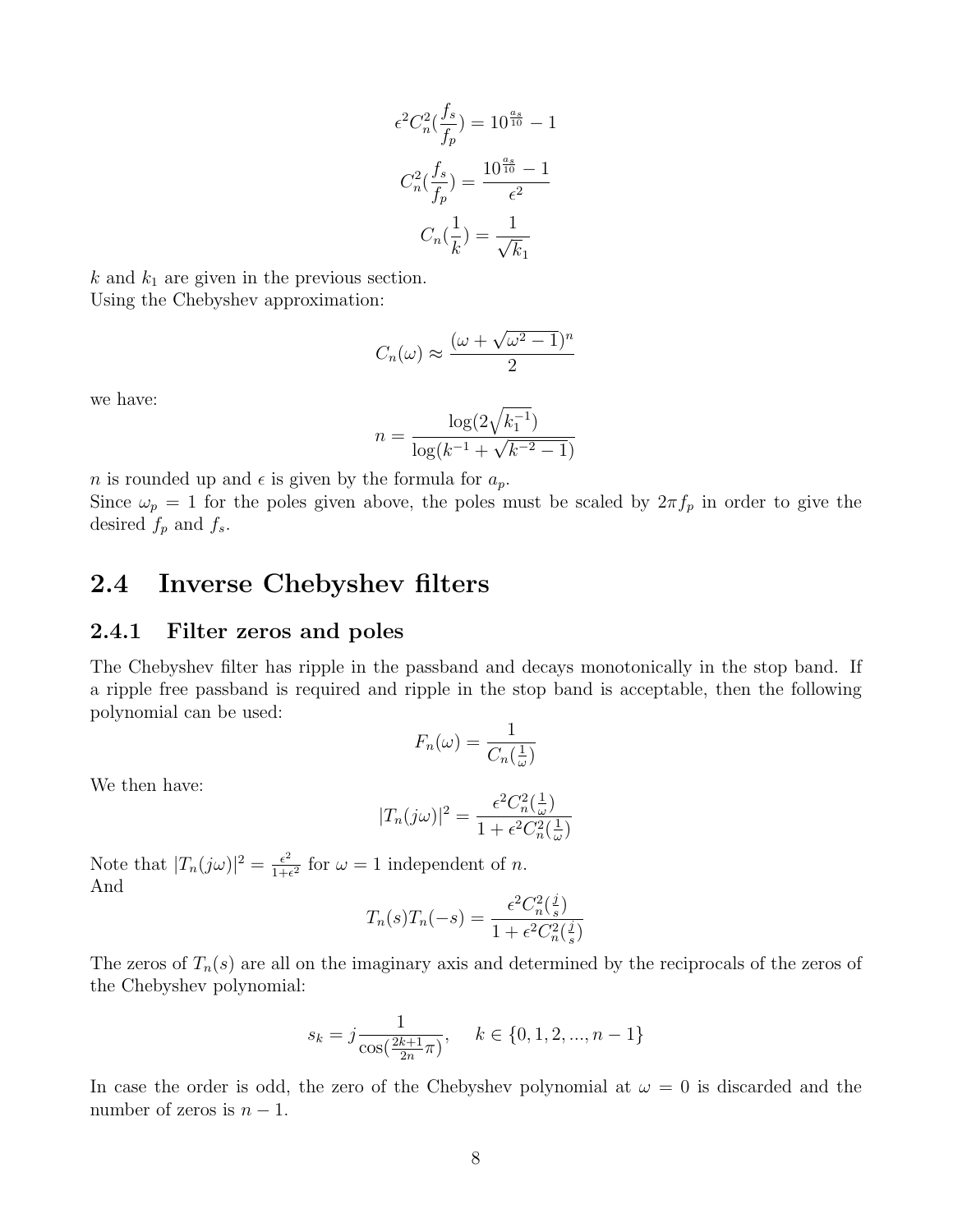$$\epsilon^2 C_n^2(\frac{f_s}{f_p}) = 10^{\frac{a_s}{10}} - 1$$

$$C_n^2(\frac{f_s}{f_p}) = \frac{10^{\frac{a_s}{10}} - 1}{\epsilon^2}$$

$$C_n(\frac{1}{k}) = \frac{1}{\sqrt{k_1}}$$

$k$ and $k_1$ are given in the previous section.
Using the Chebyshev approximation:

$$C_n(\omega) \approx \frac{(\omega + \sqrt{\omega^2 - 1})^n}{2}$$

we have:

$$n = \frac{\log(2\sqrt{k_1^{-1}})}{\log(k^{-1} + \sqrt{k^{-2} - 1})}$$

$n$ is rounded up and $\epsilon$ is given by the formula for $a_p$.
Since $\omega_p = 1$ for the poles given above, the poles must be scaled by $2\pi f_p$ in order to give the desired $f_p$ and $f_s$.

## 2.4 Inverse Chebyshev filters

### 2.4.1 Filter zeros and poles

The Chebyshev filter has ripple in the passband and decays monotonically in the stop band. If a ripple free passband is required and ripple in the stop band is acceptable, then the following polynomial can be used:

$$F_n(\omega) = \frac{1}{C_n(\frac{1}{\omega})}$$

We then have:

$$|T_n(j\omega)|^2 = \frac{\epsilon^2 C_n^2(\frac{1}{\omega})}{1 + \epsilon^2 C_n^2(\frac{1}{\omega})}$$

Note that $|T_n(j\omega)|^2 = \frac{\epsilon^2}{1+\epsilon^2}$ for $\omega = 1$ independent of $n$.
And

$$T_n(s)T_n(-s) = \frac{\epsilon^2 C_n^2(\frac{j}{s})}{1 + \epsilon^2 C_n^2(\frac{j}{s})}$$

The zeros of $T_n(s)$ are all on the imaginary axis and determined by the reciprocals of the zeros of the Chebyshev polynomial:

$$s_k = j\frac{1}{\cos(\frac{2k+1}{2n}\pi)}, \quad k \in \{0, 1, 2, ..., n-1\}$$

In case the order is odd, the zero of the Chebyshev polynomial at $\omega = 0$ is discarded and the number of zeros is $n - 1$.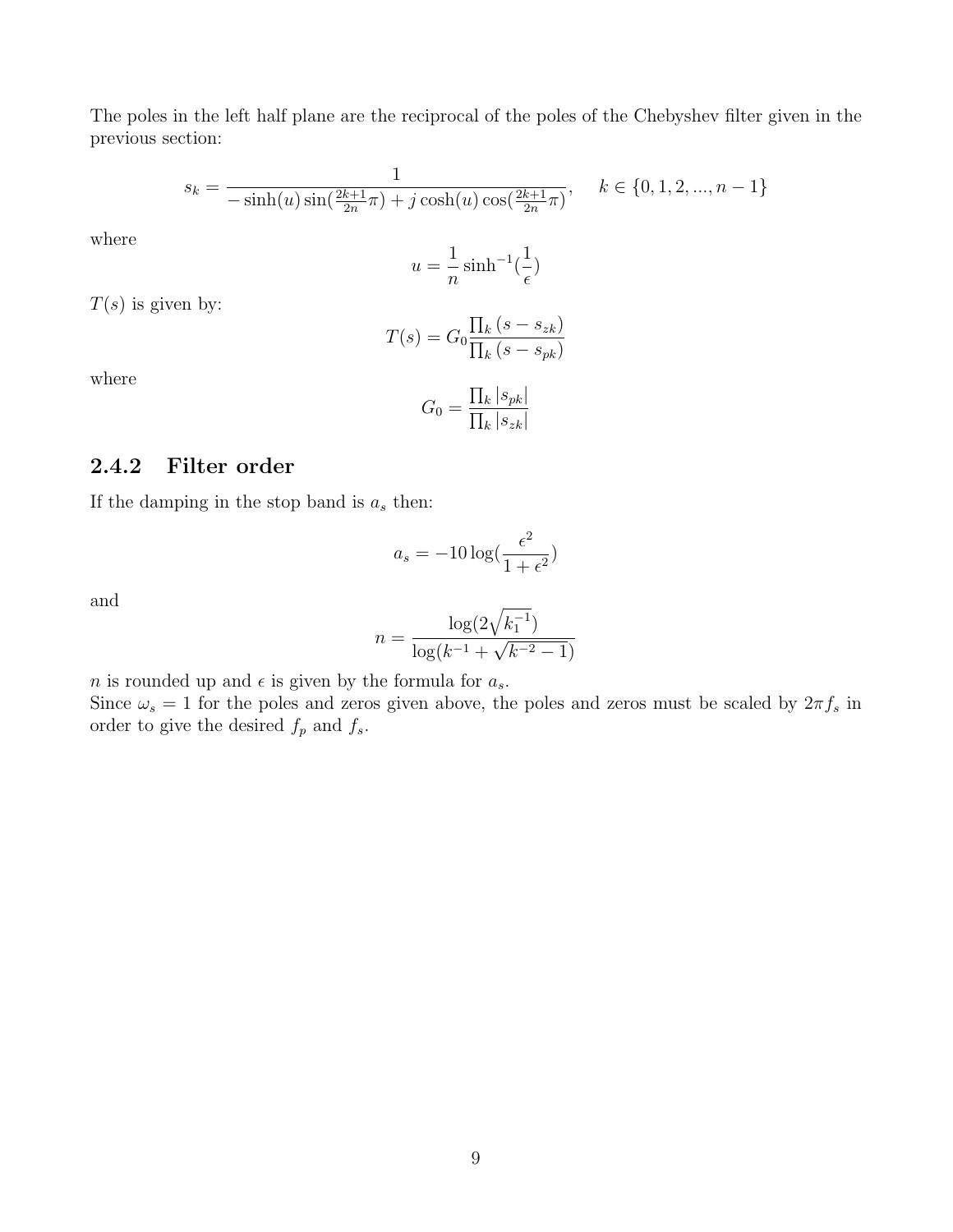The poles in the left half plane are the reciprocal of the poles of the Chebyshev filter given in the previous section:

$$s_k = \frac{1}{-\sinh(u)\sin(\frac{2k+1}{2n}\pi) + j\cosh(u)\cos(\frac{2k+1}{2n}\pi)}, \quad k \in \{0, 1, 2, ..., n-1\}$$

where

$$u = \frac{1}{n}\sinh^{-1}(\frac{1}{\epsilon})$$

$T(s)$ is given by:

$$T(s) = G_0 \frac{\prod_k (s - s_{zk})}{\prod_k (s - s_{pk})}$$

where

$$G_0 = \frac{\prod_k |s_{pk}|}{\prod_k |s_{zk}|}$$

### 2.4.2 Filter order

If the damping in the stop band is $a_s$ then:

$$a_s = -10\log(\frac{\epsilon^2}{1+\epsilon^2})$$

and

$$n = \frac{\log(2\sqrt{k_1^{-1}})}{\log(k^{-1} + \sqrt{k^{-2} - 1})}$$

$n$ is rounded up and $\epsilon$ is given by the formula for $a_s$.
Since $\omega_s = 1$ for the poles and zeros given above, the poles and zeros must be scaled by $2\pi f_s$ in order to give the desired $f_p$ and $f_s$.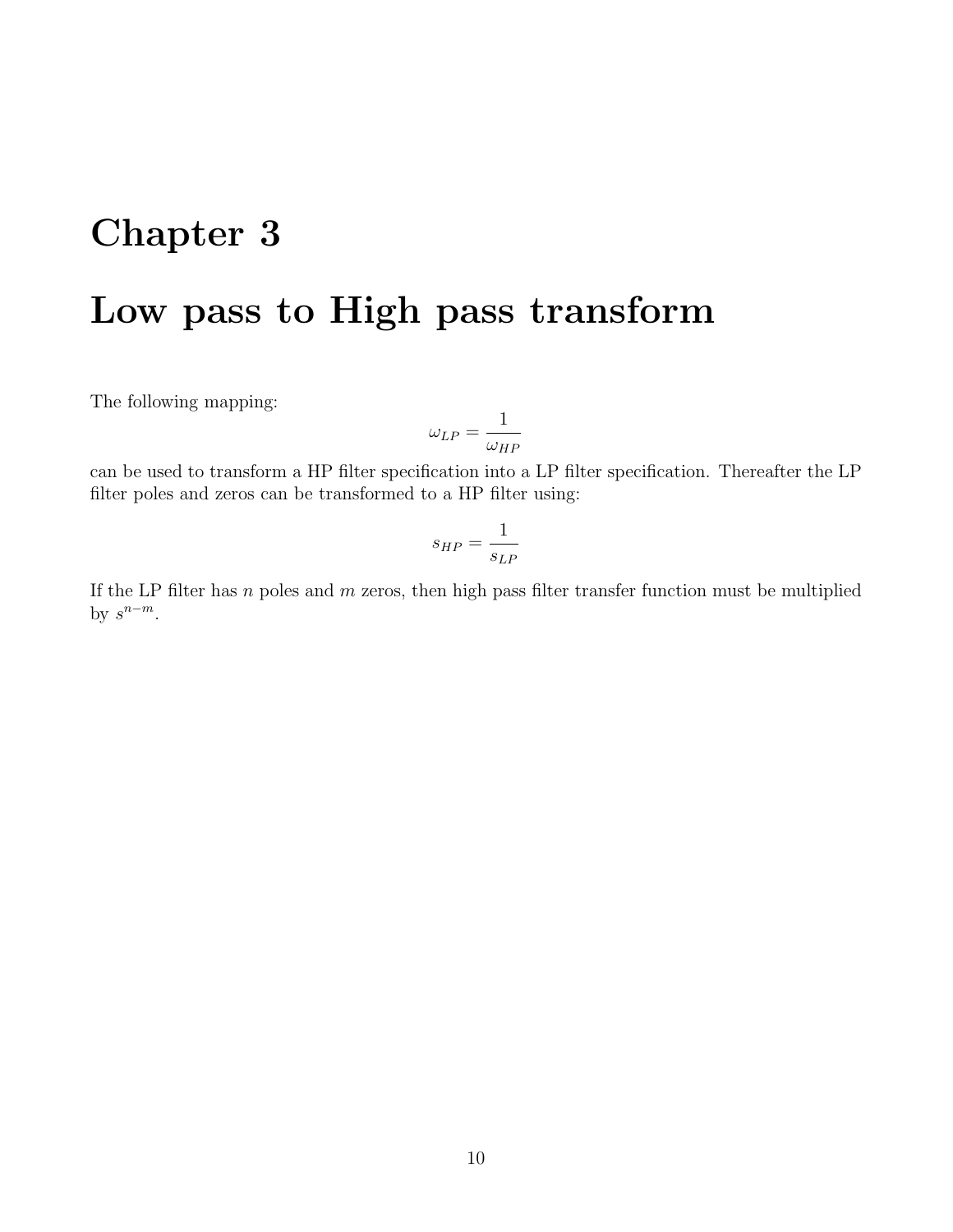# Chapter 3

# Low pass to High pass transform

The following mapping:

$$\omega_{LP} = \frac{1}{\omega_{HP}}$$

can be used to transform a HP filter specification into a LP filter specification. Thereafter the LP filter poles and zeros can be transformed to a HP filter using:

$$s_{HP} = \frac{1}{s_{LP}}$$

If the LP filter has $n$ poles and $m$ zeros, then high pass filter transfer function must be multiplied by $s^{n-m}$.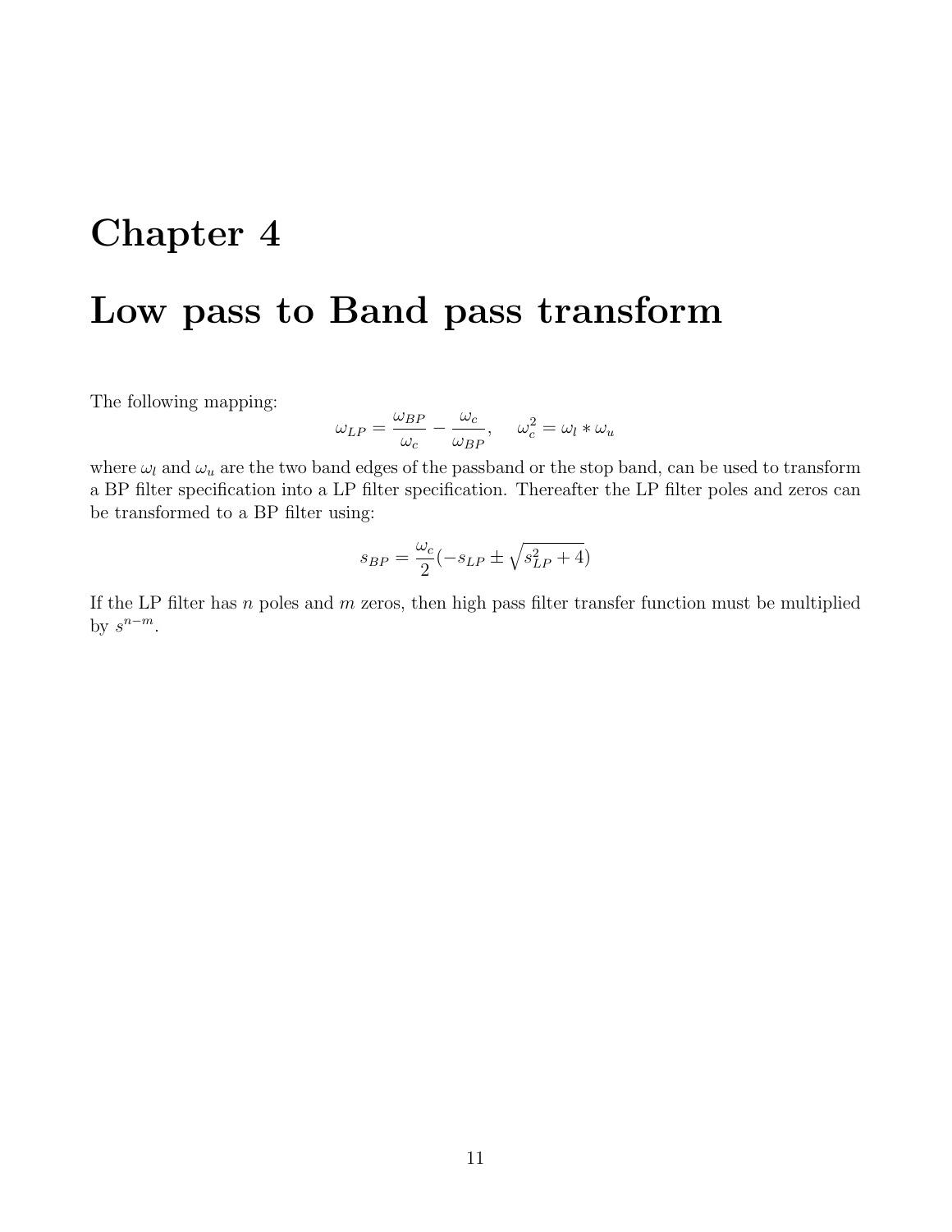# Chapter 4

# Low pass to Band pass transform

The following mapping:

$$\omega_{LP} = \frac{\omega_{BP}}{\omega_c} - \frac{\omega_c}{\omega_{BP}}, \quad \omega_c^2 = \omega_l * \omega_u$$

where $\omega_l$ and $\omega_u$ are the two band edges of the passband or the stop band, can be used to transform a BP filter specification into a LP filter specification. Thereafter the LP filter poles and zeros can be transformed to a BP filter using:

$$s_{BP} = \frac{\omega_c}{2}(-s_{LP} \pm \sqrt{s_{LP}^2 + 4})$$

If the LP filter has $n$ poles and $m$ zeros, then high pass filter transfer function must be multiplied by $s^{n-m}$.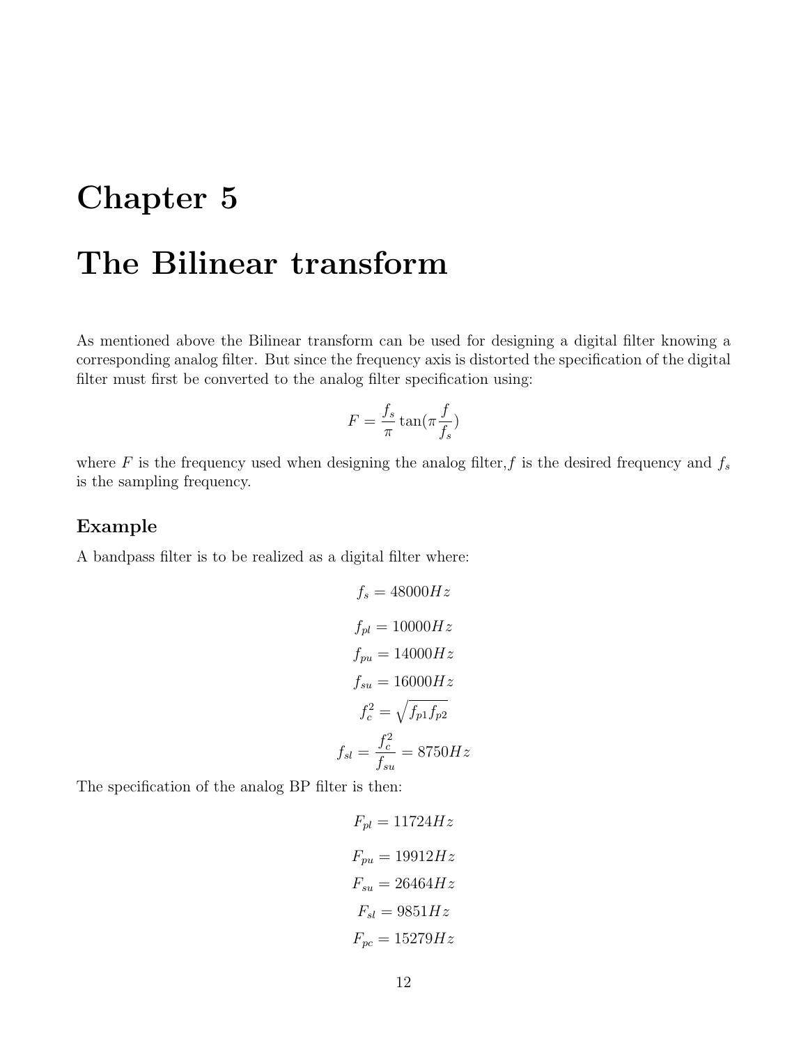# Chapter 5

# The Bilinear transform

As mentioned above the Bilinear transform can be used for designing a digital filter knowing a corresponding analog filter. But since the frequency axis is distorted the specification of the digital filter must first be converted to the analog filter specification using:

$$F = \frac{f_s}{\pi} \tan(\pi \frac{f}{f_s})$$

where $F$ is the frequency used when designing the analog filter,$f$ is the desired frequency and $f_s$ is the sampling frequency.

### Example

A bandpass filter is to be realized as a digital filter where:

$$f_s = 48000Hz$$

$$f_{pl} = 10000Hz$$

$$f_{pu} = 14000Hz$$

$$f_{su} = 16000Hz$$

$$f_c^2 = \sqrt{f_{p1} f_{p2}}$$

$$f_{sl} = \frac{f_c^2}{f_{su}} = 8750Hz$$

The specification of the analog BP filter is then:

$$F_{pl} = 11724Hz$$

$$F_{pu} = 19912Hz$$

$$F_{su} = 26464Hz$$

$$F_{sl} = 9851Hz$$

$$F_{pc} = 15279Hz$$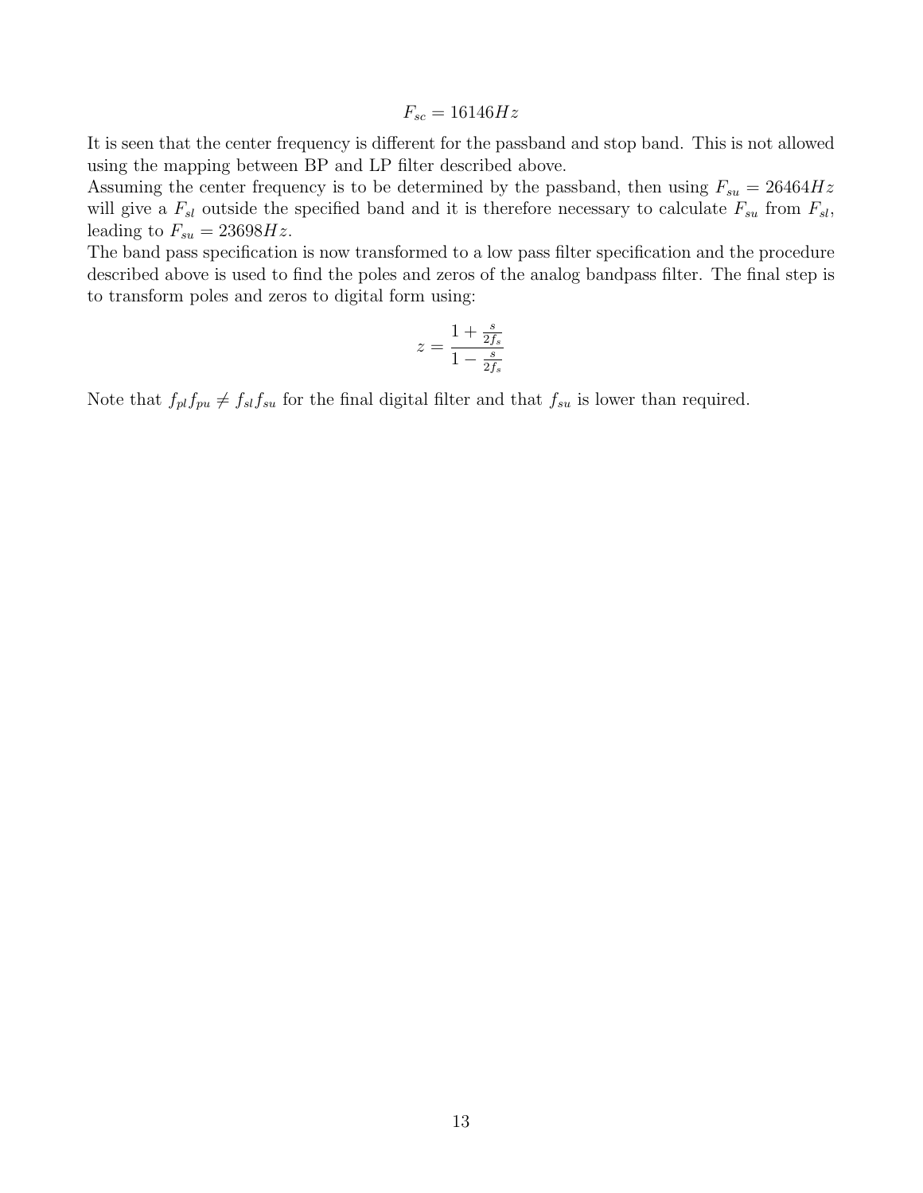$$F_{sc} = 16146Hz$$

It is seen that the center frequency is different for the passband and stop band. This is not allowed using the mapping between BP and LP filter described above.
Assuming the center frequency is to be determined by the passband, then using $F_{su} = 26464Hz$ will give a $F_{sl}$ outside the specified band and it is therefore necessary to calculate $F_{su}$ from $F_{sl}$, leading to $F_{su} = 23698Hz$.
The band pass specification is now transformed to a low pass filter specification and the procedure described above is used to find the poles and zeros of the analog bandpass filter. The final step is to transform poles and zeros to digital form using:

$$z = \frac{1 + \frac{s}{2f_s}}{1 - \frac{s}{2f_s}}$$

Note that $f_{pl}f_{pu} \neq f_{sl}f_{su}$ for the final digital filter and that $f_{su}$ is lower than required.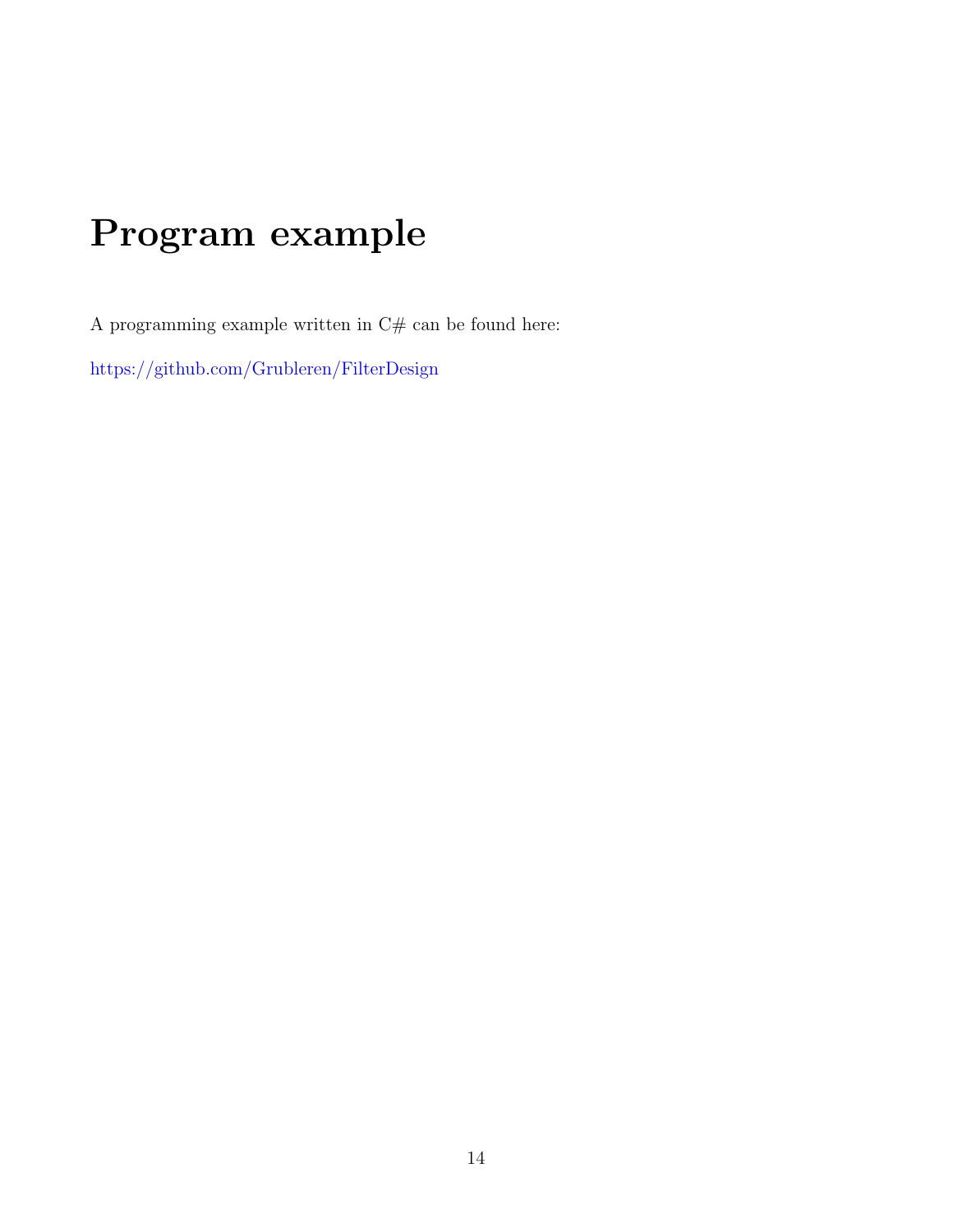# Program example

A programming example written in C# can be found here:

https://github.com/Grubleren/FilterDesign